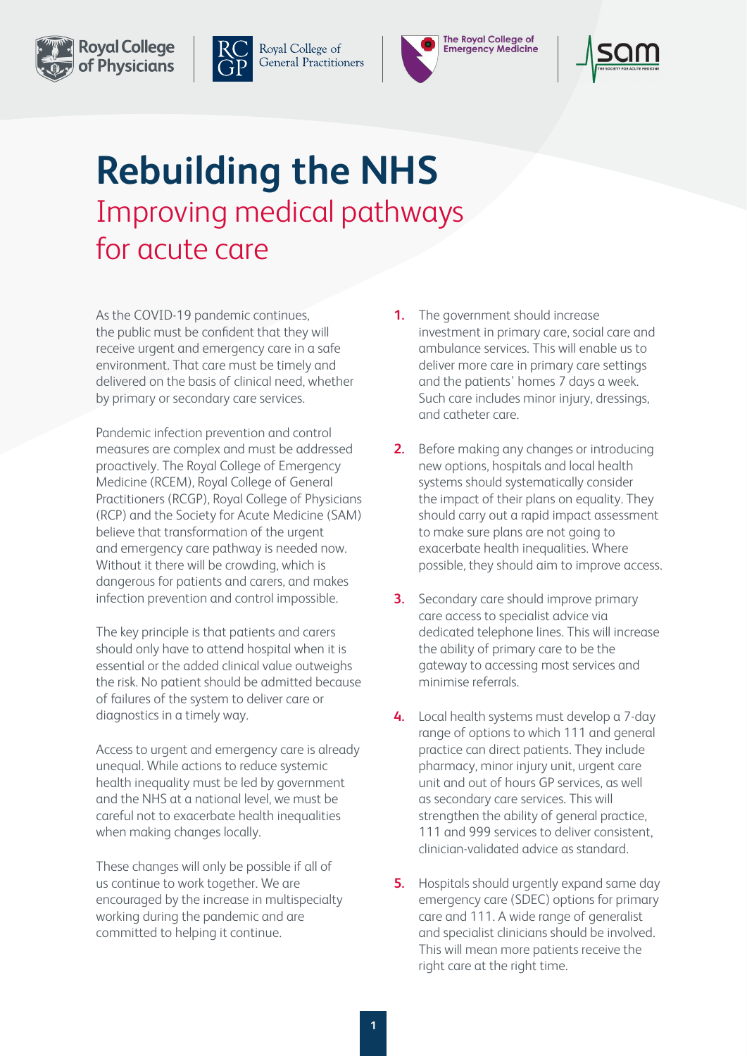Royal College of Physicians | Royal College of General Practitioners | The Royal College of Emergency Medicine | SAM The Society for Acute Medicine

# Rebuilding the NHS

## Improving medical pathways for acute care

As the COVID-19 pandemic continues, the public must be confident that they will receive urgent and emergency care in a safe environment. That care must be timely and delivered on the basis of clinical need, whether by primary or secondary care services.

Pandemic infection prevention and control measures are complex and must be addressed proactively. The Royal College of Emergency Medicine (RCEM), Royal College of General Practitioners (RCGP), Royal College of Physicians (RCP) and the Society for Acute Medicine (SAM) believe that transformation of the urgent and emergency care pathway is needed now. Without it there will be crowding, which is dangerous for patients and carers, and makes infection prevention and control impossible.

The key principle is that patients and carers should only have to attend hospital when it is essential or the added clinical value outweighs the risk. No patient should be admitted because of failures of the system to deliver care or diagnostics in a timely way.

Access to urgent and emergency care is already unequal. While actions to reduce systemic health inequality must be led by government and the NHS at a national level, we must be careful not to exacerbate health inequalities when making changes locally.

These changes will only be possible if all of us continue to work together. We are encouraged by the increase in multispecialty working during the pandemic and are committed to helping it continue.

1. The government should increase investment in primary care, social care and ambulance services. This will enable us to deliver more care in primary care settings and the patients' homes 7 days a week. Such care includes minor injury, dressings, and catheter care.

2. Before making any changes or introducing new options, hospitals and local health systems should systematically consider the impact of their plans on equality. They should carry out a rapid impact assessment to make sure plans are not going to exacerbate health inequalities. Where possible, they should aim to improve access.

3. Secondary care should improve primary care access to specialist advice via dedicated telephone lines. This will increase the ability of primary care to be the gateway to accessing most services and minimise referrals.

4. Local health systems must develop a 7-day range of options to which 111 and general practice can direct patients. They include pharmacy, minor injury unit, urgent care unit and out of hours GP services, as well as secondary care services. This will strengthen the ability of general practice, 111 and 999 services to deliver consistent, clinician-validated advice as standard.

5. Hospitals should urgently expand same day emergency care (SDEC) options for primary care and 111. A wide range of generalist and specialist clinicians should be involved. This will mean more patients receive the right care at the right time.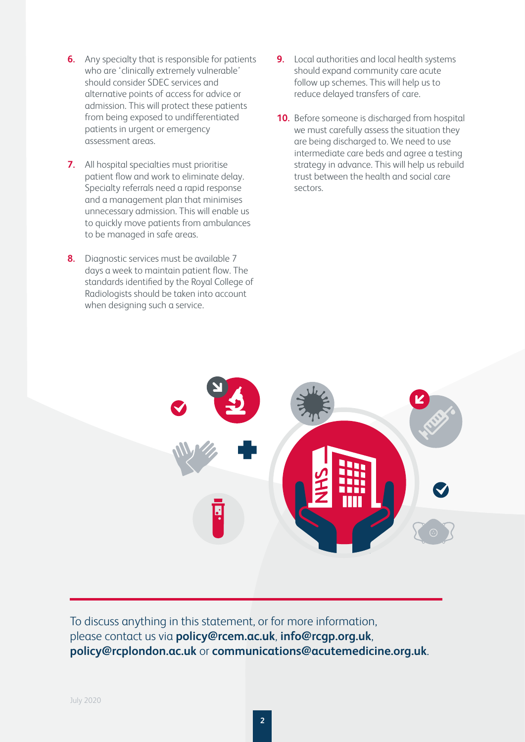6. Any specialty that is responsible for patients who are 'clinically extremely vulnerable' should consider SDEC services and alternative points of access for advice or admission. This will protect these patients from being exposed to undifferentiated patients in urgent or emergency assessment areas.

7. All hospital specialties must prioritise patient flow and work to eliminate delay. Specialty referrals need a rapid response and a management plan that minimises unnecessary admission. This will enable us to quickly move patients from ambulances to be managed in safe areas.

8. Diagnostic services must be available 7 days a week to maintain patient flow. The standards identified by the Royal College of Radiologists should be taken into account when designing such a service.

9. Local authorities and local health systems should expand community care acute follow up schemes. This will help us to reduce delayed transfers of care.

10. Before someone is discharged from hospital we must carefully assess the situation they are being discharged to. We need to use intermediate care beds and agree a testing strategy in advance. This will help us rebuild trust between the health and social care sectors.

To discuss anything in this statement, or for more information, please contact us via **policy@rcem.ac.uk**, **info@rcgp.org.uk**, **policy@rcplondon.ac.uk** or **communications@acutemedicine.org.uk**.

July 2020